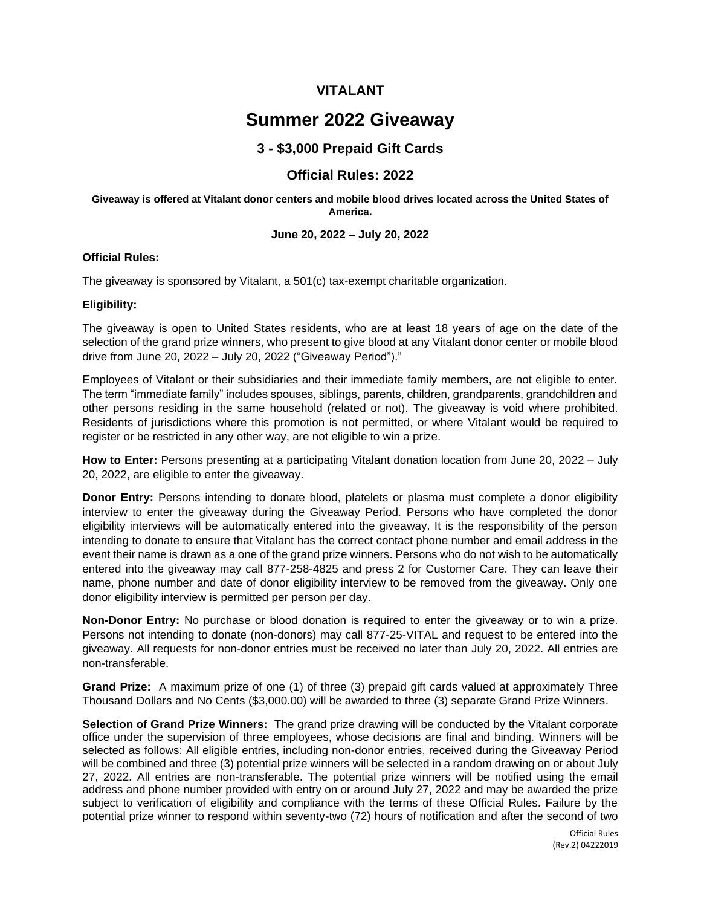# VITALANT

# Summer 2022 Giveaway

## 3 - $3,000 Prepaid Gift Cards

## Official Rules: 2022

**Giveaway is offered at Vitalant donor centers and mobile blood drives located across the United States of America.**

**June 20, 2022 – July 20, 2022**

**Official Rules:**

The giveaway is sponsored by Vitalant, a 501(c) tax-exempt charitable organization.

**Eligibility:**

The giveaway is open to United States residents, who are at least 18 years of age on the date of the selection of the grand prize winners, who present to give blood at any Vitalant donor center or mobile blood drive from June 20, 2022 – July 20, 2022 ("Giveaway Period")."

Employees of Vitalant or their subsidiaries and their immediate family members, are not eligible to enter. The term "immediate family" includes spouses, siblings, parents, children, grandparents, grandchildren and other persons residing in the same household (related or not). The giveaway is void where prohibited. Residents of jurisdictions where this promotion is not permitted, or where Vitalant would be required to register or be restricted in any other way, are not eligible to win a prize.

**How to Enter:** Persons presenting at a participating Vitalant donation location from June 20, 2022 – July 20, 2022, are eligible to enter the giveaway.

**Donor Entry:** Persons intending to donate blood, platelets or plasma must complete a donor eligibility interview to enter the giveaway during the Giveaway Period. Persons who have completed the donor eligibility interviews will be automatically entered into the giveaway. It is the responsibility of the person intending to donate to ensure that Vitalant has the correct contact phone number and email address in the event their name is drawn as a one of the grand prize winners. Persons who do not wish to be automatically entered into the giveaway may call 877-258-4825 and press 2 for Customer Care. They can leave their name, phone number and date of donor eligibility interview to be removed from the giveaway. Only one donor eligibility interview is permitted per person per day.

**Non-Donor Entry:** No purchase or blood donation is required to enter the giveaway or to win a prize. Persons not intending to donate (non-donors) may call 877-25-VITAL and request to be entered into the giveaway. All requests for non-donor entries must be received no later than July 20, 2022. All entries are non-transferable.

**Grand Prize:** A maximum prize of one (1) of three (3) prepaid gift cards valued at approximately Three Thousand Dollars and No Cents ($3,000.00) will be awarded to three (3) separate Grand Prize Winners.

**Selection of Grand Prize Winners:** The grand prize drawing will be conducted by the Vitalant corporate office under the supervision of three employees, whose decisions are final and binding. Winners will be selected as follows: All eligible entries, including non-donor entries, received during the Giveaway Period will be combined and three (3) potential prize winners will be selected in a random drawing on or about July 27, 2022. All entries are non-transferable. The potential prize winners will be notified using the email address and phone number provided with entry on or around July 27, 2022 and may be awarded the prize subject to verification of eligibility and compliance with the terms of these Official Rules. Failure by the potential prize winner to respond within seventy-two (72) hours of notification and after the second of two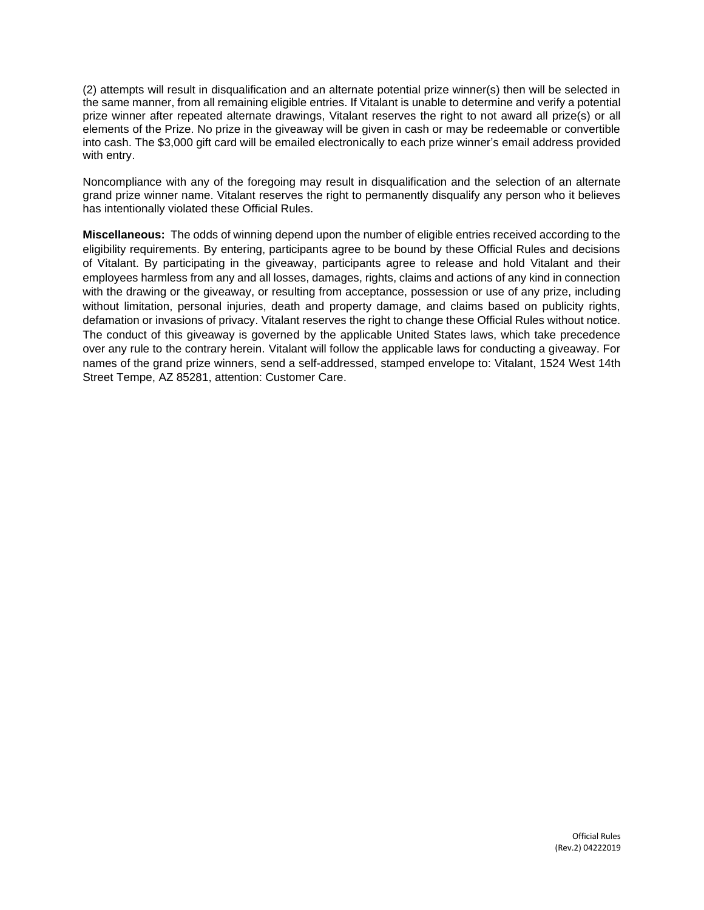(2) attempts will result in disqualification and an alternate potential prize winner(s) then will be selected in the same manner, from all remaining eligible entries. If Vitalant is unable to determine and verify a potential prize winner after repeated alternate drawings, Vitalant reserves the right to not award all prize(s) or all elements of the Prize. No prize in the giveaway will be given in cash or may be redeemable or convertible into cash. The $3,000 gift card will be emailed electronically to each prize winner's email address provided with entry.

Noncompliance with any of the foregoing may result in disqualification and the selection of an alternate grand prize winner name. Vitalant reserves the right to permanently disqualify any person who it believes has intentionally violated these Official Rules.

**Miscellaneous:** The odds of winning depend upon the number of eligible entries received according to the eligibility requirements. By entering, participants agree to be bound by these Official Rules and decisions of Vitalant. By participating in the giveaway, participants agree to release and hold Vitalant and their employees harmless from any and all losses, damages, rights, claims and actions of any kind in connection with the drawing or the giveaway, or resulting from acceptance, possession or use of any prize, including without limitation, personal injuries, death and property damage, and claims based on publicity rights, defamation or invasions of privacy. Vitalant reserves the right to change these Official Rules without notice. The conduct of this giveaway is governed by the applicable United States laws, which take precedence over any rule to the contrary herein. Vitalant will follow the applicable laws for conducting a giveaway. For names of the grand prize winners, send a self-addressed, stamped envelope to: Vitalant, 1524 West 14th Street Tempe, AZ 85281, attention: Customer Care.

Official Rules
(Rev.2) 04222019